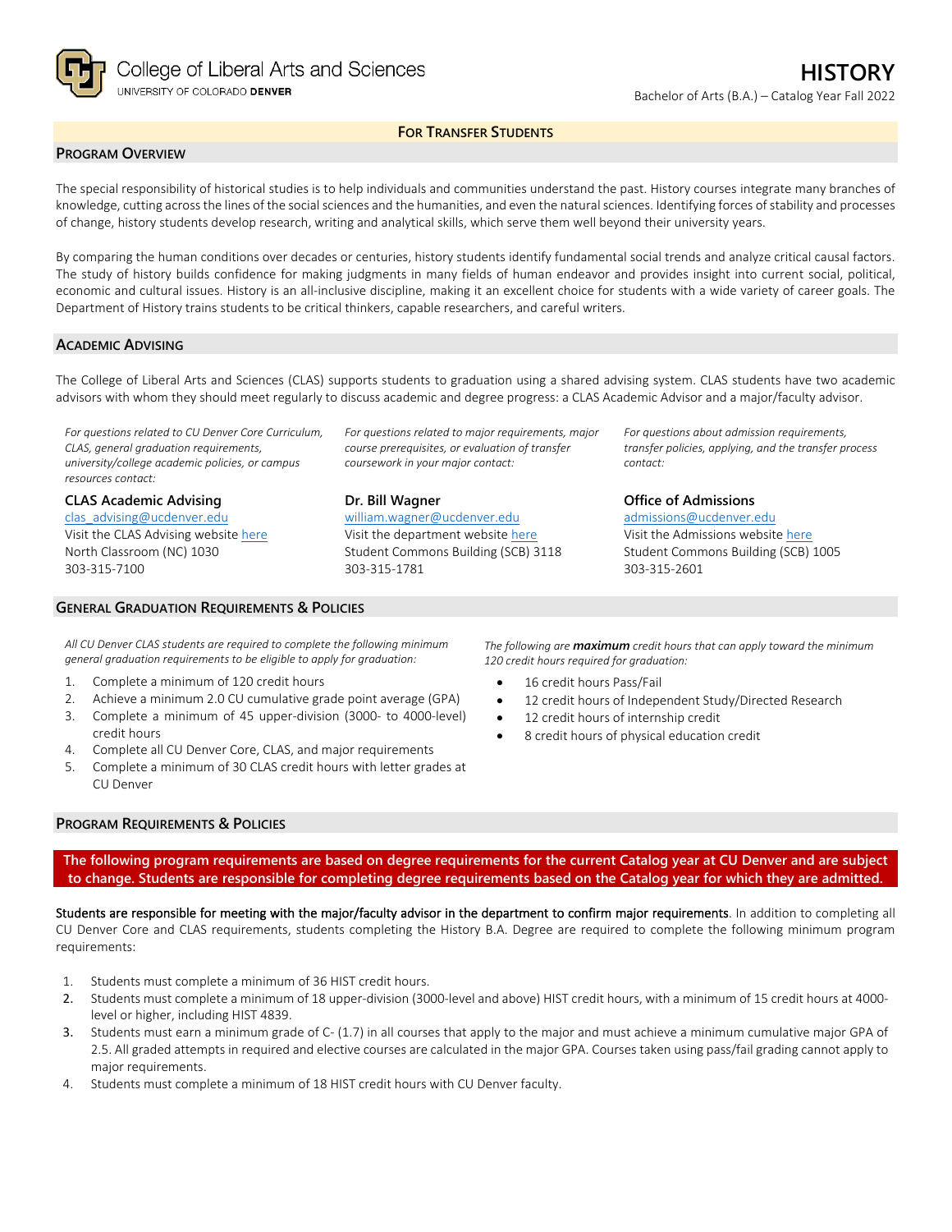College of Liberal Arts and Sciences
UNIVERSITY OF COLORADO DENVER

# HISTORY

Bachelor of Arts (B.A.) – Catalog Year Fall 2022

**FOR TRANSFER STUDENTS**

## PROGRAM OVERVIEW

The special responsibility of historical studies is to help individuals and communities understand the past. History courses integrate many branches of knowledge, cutting across the lines of the social sciences and the humanities, and even the natural sciences. Identifying forces of stability and processes of change, history students develop research, writing and analytical skills, which serve them well beyond their university years.

By comparing the human conditions over decades or centuries, history students identify fundamental social trends and analyze critical causal factors. The study of history builds confidence for making judgments in many fields of human endeavor and provides insight into current social, political, economic and cultural issues. History is an all-inclusive discipline, making it an excellent choice for students with a wide variety of career goals. The Department of History trains students to be critical thinkers, capable researchers, and careful writers.

## ACADEMIC ADVISING

The College of Liberal Arts and Sciences (CLAS) supports students to graduation using a shared advising system. CLAS students have two academic advisors with whom they should meet regularly to discuss academic and degree progress: a CLAS Academic Advisor and a major/faculty advisor.

*For questions related to CU Denver Core Curriculum, CLAS, general graduation requirements, university/college academic policies, or campus resources contact:*

**CLAS Academic Advising**
clas_advising@ucdenver.edu
Visit the CLAS Advising website here
North Classroom (NC) 1030
303-315-7100

*For questions related to major requirements, major course prerequisites, or evaluation of transfer coursework in your major contact:*

**Dr. Bill Wagner**
william.wagner@ucdenver.edu
Visit the department website here
Student Commons Building (SCB) 3118
303-315-1781

*For questions about admission requirements, transfer policies, applying, and the transfer process contact:*

**Office of Admissions**
admissions@ucdenver.edu
Visit the Admissions website here
Student Commons Building (SCB) 1005
303-315-2601

## GENERAL GRADUATION REQUIREMENTS & POLICIES

*All CU Denver CLAS students are required to complete the following minimum general graduation requirements to be eligible to apply for graduation:*

1. Complete a minimum of 120 credit hours
2. Achieve a minimum 2.0 CU cumulative grade point average (GPA)
3. Complete a minimum of 45 upper-division (3000- to 4000-level) credit hours
4. Complete all CU Denver Core, CLAS, and major requirements
5. Complete a minimum of 30 CLAS credit hours with letter grades at CU Denver

*The following are **maximum** credit hours that can apply toward the minimum 120 credit hours required for graduation:*

- 16 credit hours Pass/Fail
- 12 credit hours of Independent Study/Directed Research
- 12 credit hours of internship credit
- 8 credit hours of physical education credit

## PROGRAM REQUIREMENTS & POLICIES

**The following program requirements are based on degree requirements for the current Catalog year at CU Denver and are subject to change. Students are responsible for completing degree requirements based on the Catalog year for which they are admitted.**

Students are responsible for meeting with the major/faculty advisor in the department to confirm major requirements. In addition to completing all CU Denver Core and CLAS requirements, students completing the History B.A. Degree are required to complete the following minimum program requirements:

1. Students must complete a minimum of 36 HIST credit hours.
2. Students must complete a minimum of 18 upper-division (3000-level and above) HIST credit hours, with a minimum of 15 credit hours at 4000-level or higher, including HIST 4839.
3. Students must earn a minimum grade of C- (1.7) in all courses that apply to the major and must achieve a minimum cumulative major GPA of 2.5. All graded attempts in required and elective courses are calculated in the major GPA. Courses taken using pass/fail grading cannot apply to major requirements.
4. Students must complete a minimum of 18 HIST credit hours with CU Denver faculty.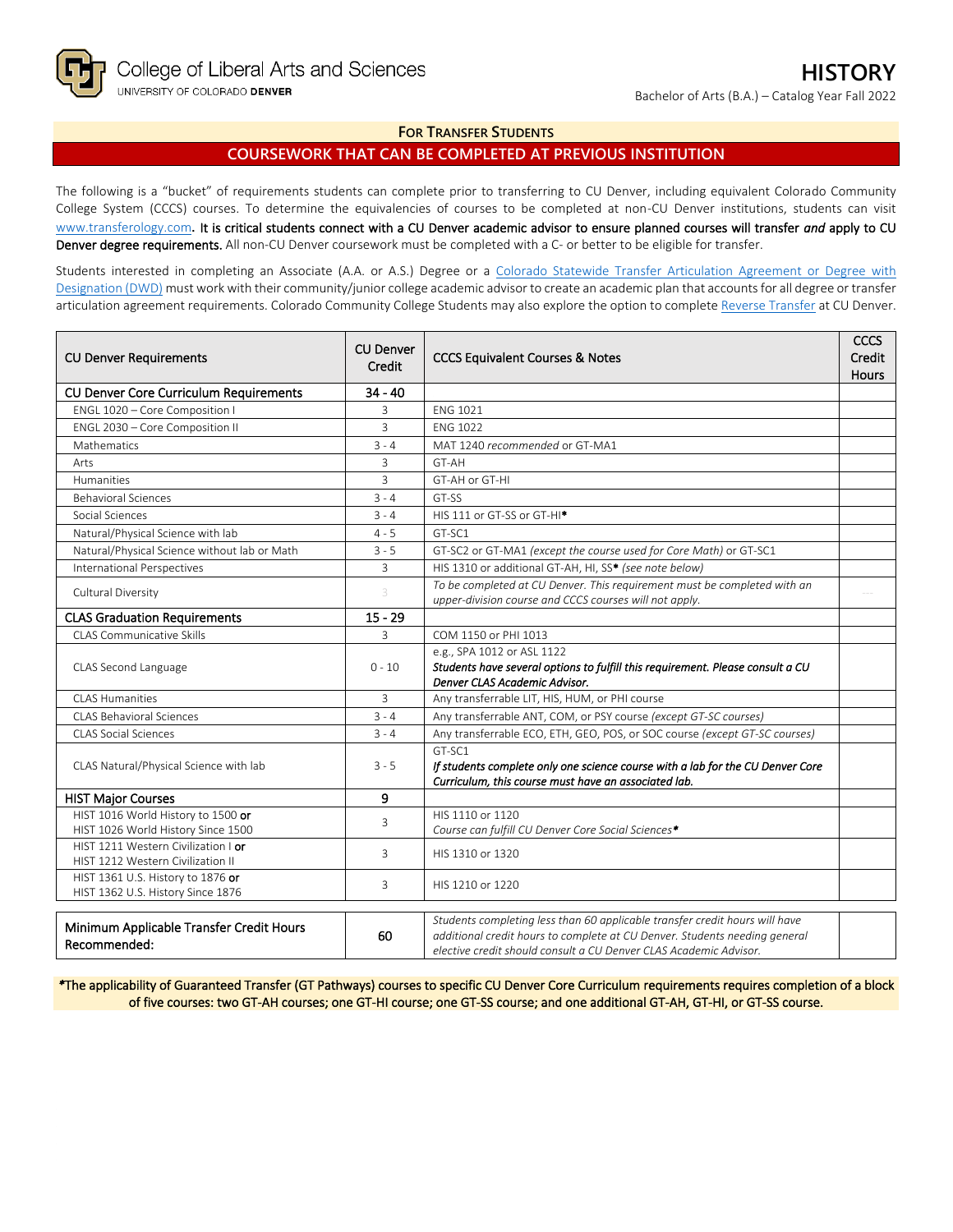College of Liberal Arts and Sciences
UNIVERSITY OF COLORADO DENVER

# HISTORY

Bachelor of Arts (B.A.) – Catalog Year Fall 2022

## FOR TRANSFER STUDENTS

## COURSEWORK THAT CAN BE COMPLETED AT PREVIOUS INSTITUTION

The following is a "bucket" of requirements students can complete prior to transferring to CU Denver, including equivalent Colorado Community College System (CCCS) courses. To determine the equivalencies of courses to be completed at non-CU Denver institutions, students can visit www.transferology.com. **It is critical students connect with a CU Denver academic advisor to ensure planned courses will transfer *and* apply to CU Denver degree requirements.** All non-CU Denver coursework must be completed with a C- or better to be eligible for transfer.

Students interested in completing an Associate (A.A. or A.S.) Degree or a Colorado Statewide Transfer Articulation Agreement or Degree with Designation (DWD) must work with their community/junior college academic advisor to create an academic plan that accounts for all degree or transfer articulation agreement requirements. Colorado Community College Students may also explore the option to complete Reverse Transfer at CU Denver.

| CU Denver Requirements | CU Denver Credit | CCCS Equivalent Courses & Notes | CCCS Credit Hours |
|---|---|---|---|
| **CU Denver Core Curriculum Requirements** | **34 - 40** | | |
| ENGL 1020 – Core Composition I | 3 | ENG 1021 | |
| ENGL 2030 – Core Composition II | 3 | ENG 1022 | |
| Mathematics | 3 - 4 | MAT 1240 *recommended* or GT-MA1 | |
| Arts | 3 | GT-AH | |
| Humanities | 3 | GT-AH or GT-HI | |
| Behavioral Sciences | 3 - 4 | GT-SS | |
| Social Sciences | 3 - 4 | HIS 111 or GT-SS or GT-HI* | |
| Natural/Physical Science with lab | 4 - 5 | GT-SC1 | |
| Natural/Physical Science without lab or Math | 3 - 5 | GT-SC2 or GT-MA1 *(except the course used for Core Math)* or GT-SC1 | |
| International Perspectives | 3 | HIS 1310 or additional GT-AH, HI, SS* *(see note below)* | |
| Cultural Diversity | 3 | *To be completed at CU Denver. This requirement must be completed with an upper-division course and CCCS courses will not apply.* | --- |
| **CLAS Graduation Requirements** | **15 - 29** | | |
| CLAS Communicative Skills | 3 | COM 1150 or PHI 1013 | |
| CLAS Second Language | 0 - 10 | e.g., SPA 1012 or ASL 1122<br>***Students have several options to fulfill this requirement. Please consult a CU Denver CLAS Academic Advisor.*** | |
| CLAS Humanities | 3 | Any transferrable LIT, HIS, HUM, or PHI course | |
| CLAS Behavioral Sciences | 3 - 4 | Any transferrable ANT, COM, or PSY course *(except GT-SC courses)* | |
| CLAS Social Sciences | 3 - 4 | Any transferrable ECO, ETH, GEO, POS, or SOC course *(except GT-SC courses)* | |
| CLAS Natural/Physical Science with lab | 3 - 5 | GT-SC1<br>***If students complete only one science course with a lab for the CU Denver Core Curriculum, this course must have an associated lab.*** | |
| **HIST Major Courses** | **9** | | |
| HIST 1016 World History to 1500 **or**<br>HIST 1026 World History Since 1500 | 3 | HIS 1110 or 1120<br>*Course can fulfill CU Denver Core Social Sciences** | |
| HIST 1211 Western Civilization I **or**<br>HIST 1212 Western Civilization II | 3 | HIS 1310 or 1320 | |
| HIST 1361 U.S. History to 1876 **or**<br>HIST 1362 U.S. History Since 1876 | 3 | HIS 1210 or 1220 | |

| Minimum Applicable Transfer Credit Hours Recommended: | 60 | *Students completing less than 60 applicable transfer credit hours will have additional credit hours to complete at CU Denver. Students needing general elective credit should consult a CU Denver CLAS Academic Advisor.* | |
|---|---|---|---|

*The applicability of Guaranteed Transfer (GT Pathways) courses to specific CU Denver Core Curriculum requirements requires completion of a block of five courses: two GT-AH courses; one GT-HI course; one GT-SS course; and one additional GT-AH, GT-HI, or GT-SS course.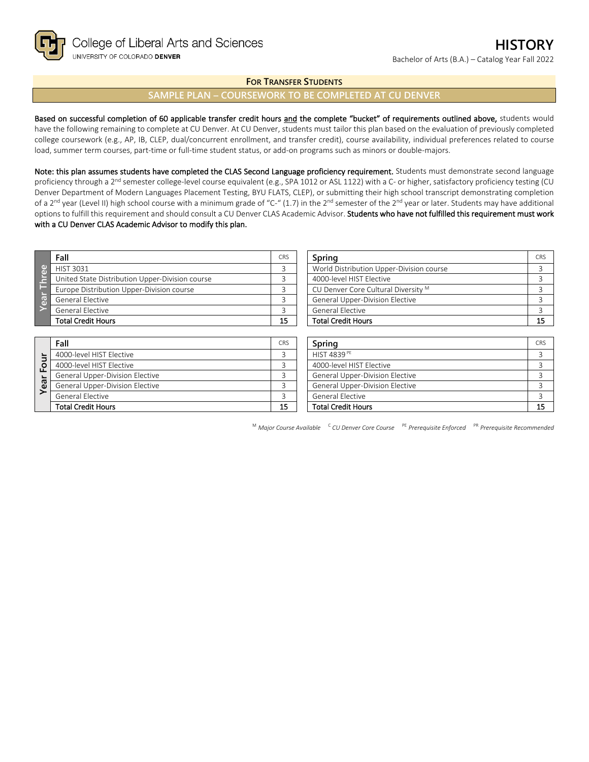College of Liberal Arts and Sciences
UNIVERSITY OF COLORADO **DENVER**

# HISTORY

Bachelor of Arts (B.A.) – Catalog Year Fall 2022

## FOR TRANSFER STUDENTS

## SAMPLE PLAN – COURSEWORK TO BE COMPLETED AT CU DENVER

**Based on successful completion of 60 applicable transfer credit hours and the complete "bucket" of requirements outlined above,** students would have the following remaining to complete at CU Denver. At CU Denver, students must tailor this plan based on the evaluation of previously completed college coursework (e.g., AP, IB, CLEP, dual/concurrent enrollment, and transfer credit), course availability, individual preferences related to course load, summer term courses, part-time or full-time student status, or add-on programs such as minors or double-majors.

**Note: this plan assumes students have completed the CLAS Second Language proficiency requirement.** Students must demonstrate second language proficiency through a 2nd semester college-level course equivalent (e.g., SPA 1012 or ASL 1122) with a C- or higher, satisfactory proficiency testing (CU Denver Department of Modern Languages Placement Testing, BYU FLATS, CLEP), or submitting their high school transcript demonstrating completion of a 2nd year (Level II) high school course with a minimum grade of "C-" (1.7) in the 2nd semester of the 2nd year or later. Students may have additional options to fulfill this requirement and should consult a CU Denver CLAS Academic Advisor. **Students who have not fulfilled this requirement must work with a CU Denver CLAS Academic Advisor to modify this plan.**

### Year Three

| Fall | CRS |
|---|---|
| HIST 3031 | 3 |
| United State Distribution Upper-Division course | 3 |
| Europe Distribution Upper-Division course | 3 |
| General Elective | 3 |
| General Elective | 3 |
| **Total Credit Hours** | **15** |

| Spring | CRS |
|---|---|
| World Distribution Upper-Division course | 3 |
| 4000-level HIST Elective | 3 |
| CU Denver Core Cultural Diversity M | 3 |
| General Upper-Division Elective | 3 |
| General Elective | 3 |
| **Total Credit Hours** | **15** |

### Year Four

| Fall | CRS |
|---|---|
| 4000-level HIST Elective | 3 |
| 4000-level HIST Elective | 3 |
| General Upper-Division Elective | 3 |
| General Upper-Division Elective | 3 |
| General Elective | 3 |
| **Total Credit Hours** | **15** |

| Spring | CRS |
|---|---|
| HIST 4839 PE | 3 |
| 4000-level HIST Elective | 3 |
| General Upper-Division Elective | 3 |
| General Upper-Division Elective | 3 |
| General Elective | 3 |
| **Total Credit Hours** | **15** |

M *Major Course Available* C *CU Denver Core Course* PE *Prerequisite Enforced* PR *Prerequisite Recommended*